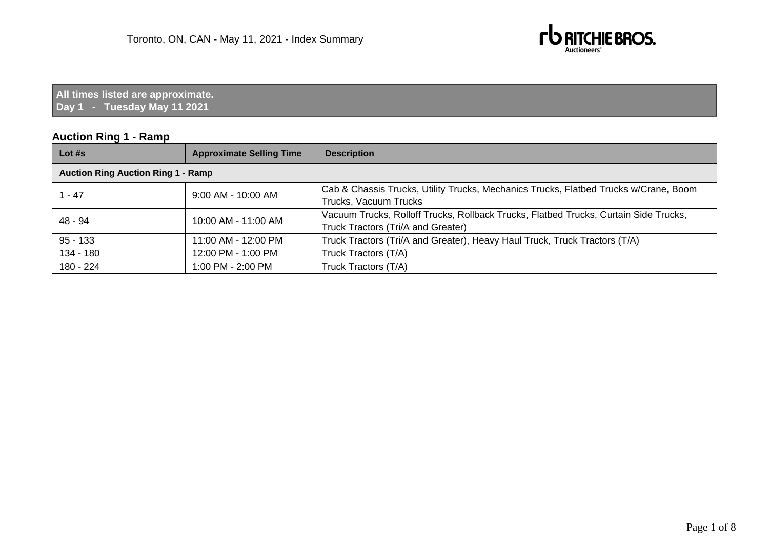Toronto, ON, CAN - May 11, 2021 - Index Summary

**All times listed are approximate.**
**Day 1 - Tuesday May 11 2021**

## Auction Ring 1 - Ramp

| Lot #s | Approximate Selling Time | Description |
| --- | --- | --- |
| **Auction Ring Auction Ring 1 - Ramp** | | |
| 1 - 47 | 9:00 AM - 10:00 AM | Cab & Chassis Trucks, Utility Trucks, Mechanics Trucks, Flatbed Trucks w/Crane, Boom Trucks, Vacuum Trucks |
| 48 - 94 | 10:00 AM - 11:00 AM | Vacuum Trucks, Rolloff Trucks, Rollback Trucks, Flatbed Trucks, Curtain Side Trucks, Truck Tractors (Tri/A and Greater) |
| 95 - 133 | 11:00 AM - 12:00 PM | Truck Tractors (Tri/A and Greater), Heavy Haul Truck, Truck Tractors (T/A) |
| 134 - 180 | 12:00 PM - 1:00 PM | Truck Tractors (T/A) |
| 180 - 224 | 1:00 PM - 2:00 PM | Truck Tractors (T/A) |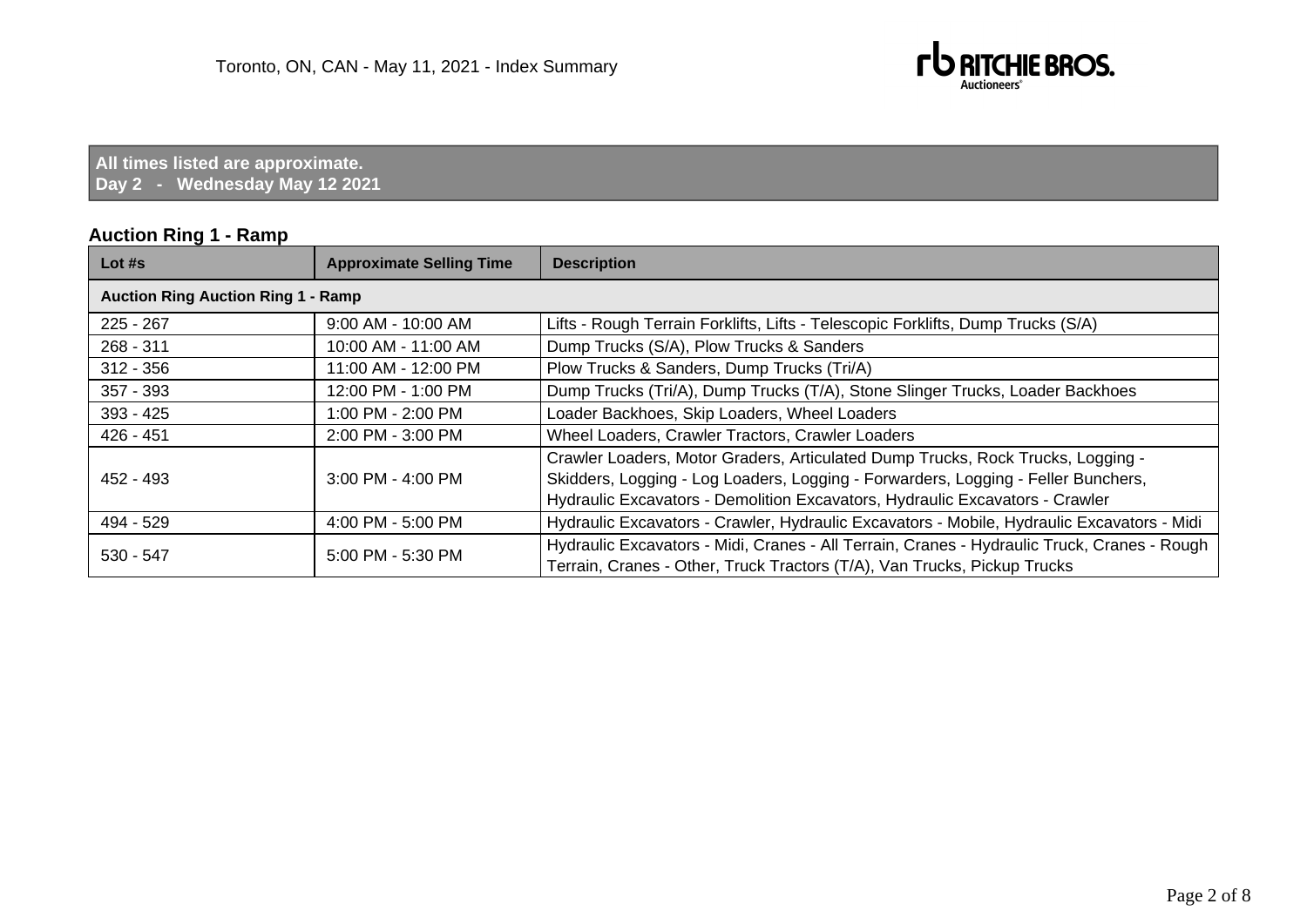Toronto, ON, CAN - May 11, 2021 - Index Summary

**All times listed are approximate.**
**Day 2 - Wednesday May 12 2021**

## Auction Ring 1 - Ramp

| Lot #s | Approximate Selling Time | Description |
|---|---|---|
| **Auction Ring Auction Ring 1 - Ramp** | | |
| 225 - 267 | 9:00 AM - 10:00 AM | Lifts - Rough Terrain Forklifts, Lifts - Telescopic Forklifts, Dump Trucks (S/A) |
| 268 - 311 | 10:00 AM - 11:00 AM | Dump Trucks (S/A), Plow Trucks & Sanders |
| 312 - 356 | 11:00 AM - 12:00 PM | Plow Trucks & Sanders, Dump Trucks (Tri/A) |
| 357 - 393 | 12:00 PM - 1:00 PM | Dump Trucks (Tri/A), Dump Trucks (T/A), Stone Slinger Trucks, Loader Backhoes |
| 393 - 425 | 1:00 PM - 2:00 PM | Loader Backhoes, Skip Loaders, Wheel Loaders |
| 426 - 451 | 2:00 PM - 3:00 PM | Wheel Loaders, Crawler Tractors, Crawler Loaders |
| 452 - 493 | 3:00 PM - 4:00 PM | Crawler Loaders, Motor Graders, Articulated Dump Trucks, Rock Trucks, Logging - Skidders, Logging - Log Loaders, Logging - Forwarders, Logging - Feller Bunchers, Hydraulic Excavators - Demolition Excavators, Hydraulic Excavators - Crawler |
| 494 - 529 | 4:00 PM - 5:00 PM | Hydraulic Excavators - Crawler, Hydraulic Excavators - Mobile, Hydraulic Excavators - Midi |
| 530 - 547 | 5:00 PM - 5:30 PM | Hydraulic Excavators - Midi, Cranes - All Terrain, Cranes - Hydraulic Truck, Cranes - Rough Terrain, Cranes - Other, Truck Tractors (T/A), Van Trucks, Pickup Trucks |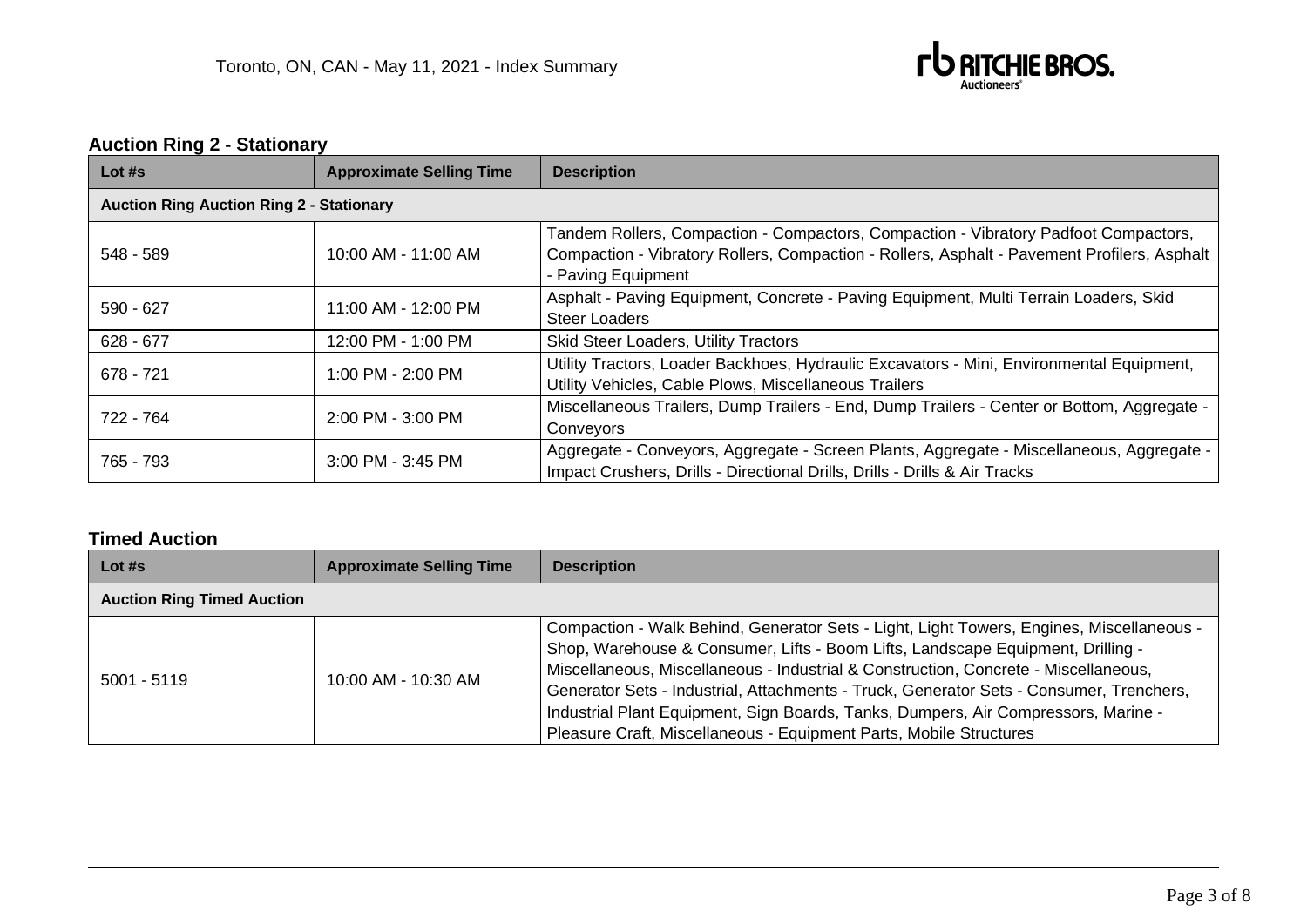## Auction Ring 2 - Stationary

| Lot #s | Approximate Selling Time | Description |
| --- | --- | --- |
| **Auction Ring Auction Ring 2 - Stationary** | | |
| 548 - 589 | 10:00 AM - 11:00 AM | Tandem Rollers, Compaction - Compactors, Compaction - Vibratory Padfoot Compactors, Compaction - Vibratory Rollers, Compaction - Rollers, Asphalt - Pavement Profilers, Asphalt - Paving Equipment |
| 590 - 627 | 11:00 AM - 12:00 PM | Asphalt - Paving Equipment, Concrete - Paving Equipment, Multi Terrain Loaders, Skid Steer Loaders |
| 628 - 677 | 12:00 PM - 1:00 PM | Skid Steer Loaders, Utility Tractors |
| 678 - 721 | 1:00 PM - 2:00 PM | Utility Tractors, Loader Backhoes, Hydraulic Excavators - Mini, Environmental Equipment, Utility Vehicles, Cable Plows, Miscellaneous Trailers |
| 722 - 764 | 2:00 PM - 3:00 PM | Miscellaneous Trailers, Dump Trailers - End, Dump Trailers - Center or Bottom, Aggregate - Conveyors |
| 765 - 793 | 3:00 PM - 3:45 PM | Aggregate - Conveyors, Aggregate - Screen Plants, Aggregate - Miscellaneous, Aggregate - Impact Crushers, Drills - Directional Drills, Drills - Drills & Air Tracks |

## Timed Auction

| Lot #s | Approximate Selling Time | Description |
| --- | --- | --- |
| **Auction Ring Timed Auction** | | |
| 5001 - 5119 | 10:00 AM - 10:30 AM | Compaction - Walk Behind, Generator Sets - Light, Light Towers, Engines, Miscellaneous - Shop, Warehouse & Consumer, Lifts - Boom Lifts, Landscape Equipment, Drilling - Miscellaneous, Miscellaneous - Industrial & Construction, Concrete - Miscellaneous, Generator Sets - Industrial, Attachments - Truck, Generator Sets - Consumer, Trenchers, Industrial Plant Equipment, Sign Boards, Tanks, Dumpers, Air Compressors, Marine - Pleasure Craft, Miscellaneous - Equipment Parts, Mobile Structures |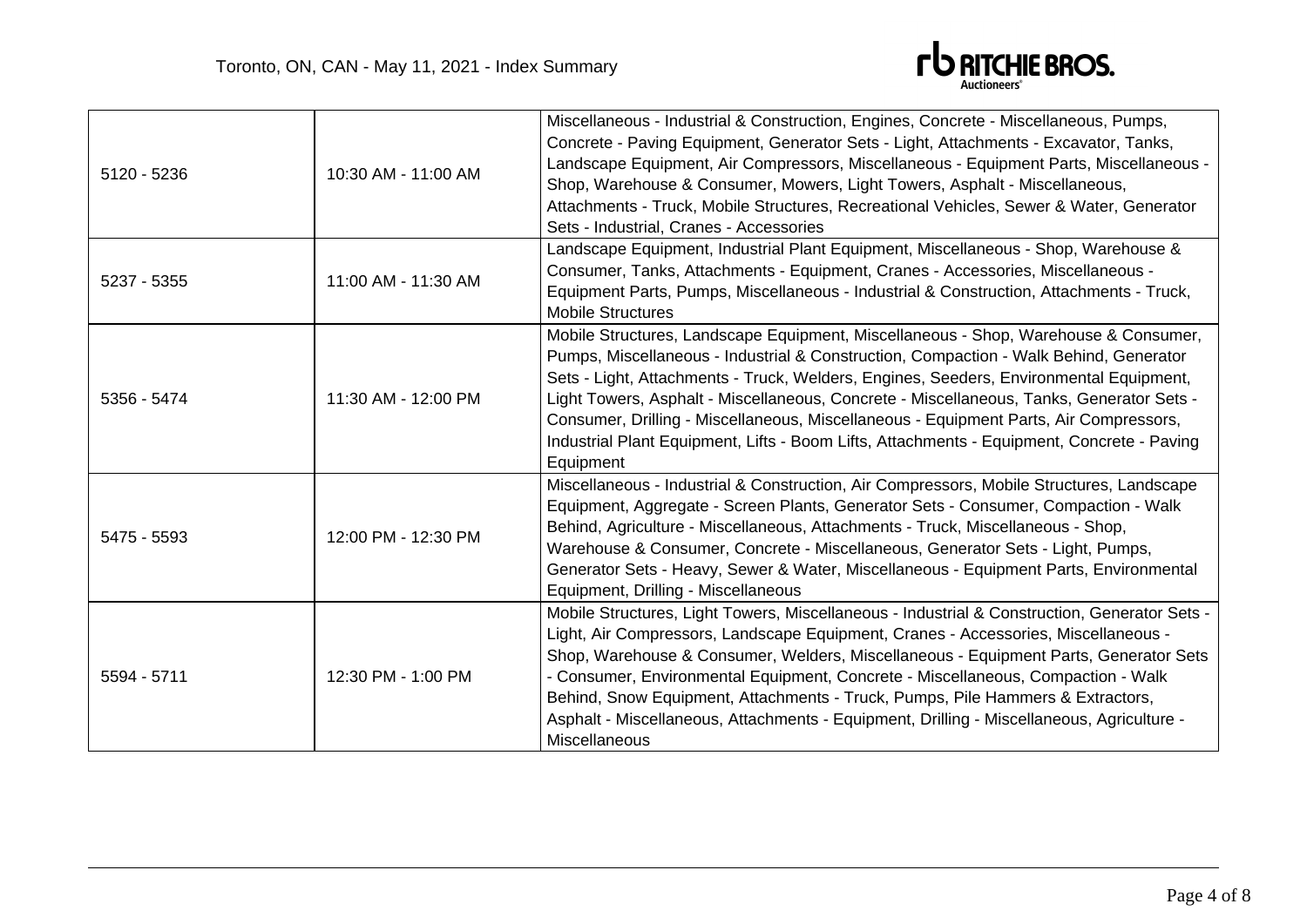| | | |
|---|---|---|
| 5120 - 5236 | 10:30 AM - 11:00 AM | Miscellaneous - Industrial & Construction, Engines, Concrete - Miscellaneous, Pumps, Concrete - Paving Equipment, Generator Sets - Light, Attachments - Excavator, Tanks, Landscape Equipment, Air Compressors, Miscellaneous - Equipment Parts, Miscellaneous - Shop, Warehouse & Consumer, Mowers, Light Towers, Asphalt - Miscellaneous, Attachments - Truck, Mobile Structures, Recreational Vehicles, Sewer & Water, Generator Sets - Industrial, Cranes - Accessories |
| 5237 - 5355 | 11:00 AM - 11:30 AM | Landscape Equipment, Industrial Plant Equipment, Miscellaneous - Shop, Warehouse & Consumer, Tanks, Attachments - Equipment, Cranes - Accessories, Miscellaneous - Equipment Parts, Pumps, Miscellaneous - Industrial & Construction, Attachments - Truck, Mobile Structures |
| 5356 - 5474 | 11:30 AM - 12:00 PM | Mobile Structures, Landscape Equipment, Miscellaneous - Shop, Warehouse & Consumer, Pumps, Miscellaneous - Industrial & Construction, Compaction - Walk Behind, Generator Sets - Light, Attachments - Truck, Welders, Engines, Seeders, Environmental Equipment, Light Towers, Asphalt - Miscellaneous, Concrete - Miscellaneous, Tanks, Generator Sets - Consumer, Drilling - Miscellaneous, Miscellaneous - Equipment Parts, Air Compressors, Industrial Plant Equipment, Lifts - Boom Lifts, Attachments - Equipment, Concrete - Paving Equipment |
| 5475 - 5593 | 12:00 PM - 12:30 PM | Miscellaneous - Industrial & Construction, Air Compressors, Mobile Structures, Landscape Equipment, Aggregate - Screen Plants, Generator Sets - Consumer, Compaction - Walk Behind, Agriculture - Miscellaneous, Attachments - Truck, Miscellaneous - Shop, Warehouse & Consumer, Concrete - Miscellaneous, Generator Sets - Light, Pumps, Generator Sets - Heavy, Sewer & Water, Miscellaneous - Equipment Parts, Environmental Equipment, Drilling - Miscellaneous |
| 5594 - 5711 | 12:30 PM - 1:00 PM | Mobile Structures, Light Towers, Miscellaneous - Industrial & Construction, Generator Sets - Light, Air Compressors, Landscape Equipment, Cranes - Accessories, Miscellaneous - Shop, Warehouse & Consumer, Welders, Miscellaneous - Equipment Parts, Generator Sets - Consumer, Environmental Equipment, Concrete - Miscellaneous, Compaction - Walk Behind, Snow Equipment, Attachments - Truck, Pumps, Pile Hammers & Extractors, Asphalt - Miscellaneous, Attachments - Equipment, Drilling - Miscellaneous, Agriculture - Miscellaneous |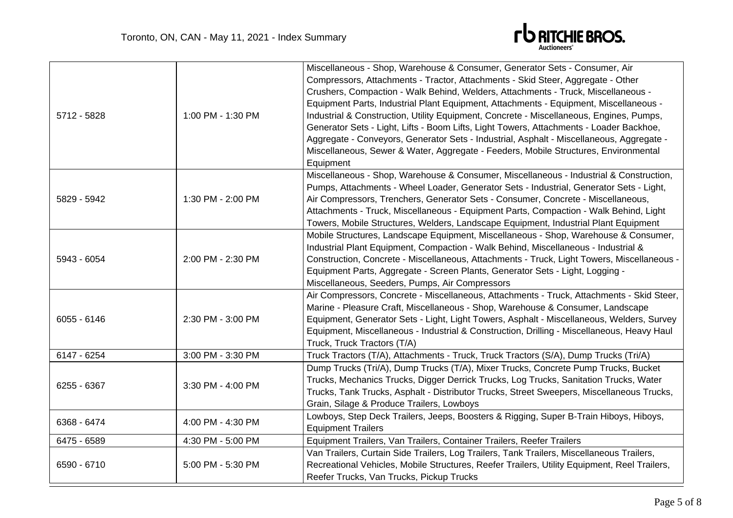| | | |
|---|---|---|
| 5712 - 5828 | 1:00 PM - 1:30 PM | Miscellaneous - Shop, Warehouse & Consumer, Generator Sets - Consumer, Air Compressors, Attachments - Tractor, Attachments - Skid Steer, Aggregate - Other Crushers, Compaction - Walk Behind, Welders, Attachments - Truck, Miscellaneous - Equipment Parts, Industrial Plant Equipment, Attachments - Equipment, Miscellaneous - Industrial & Construction, Utility Equipment, Concrete - Miscellaneous, Engines, Pumps, Generator Sets - Light, Lifts - Boom Lifts, Light Towers, Attachments - Loader Backhoe, Aggregate - Conveyors, Generator Sets - Industrial, Asphalt - Miscellaneous, Aggregate - Miscellaneous, Sewer & Water, Aggregate - Feeders, Mobile Structures, Environmental Equipment |
| 5829 - 5942 | 1:30 PM - 2:00 PM | Miscellaneous - Shop, Warehouse & Consumer, Miscellaneous - Industrial & Construction, Pumps, Attachments - Wheel Loader, Generator Sets - Industrial, Generator Sets - Light, Air Compressors, Trenchers, Generator Sets - Consumer, Concrete - Miscellaneous, Attachments - Truck, Miscellaneous - Equipment Parts, Compaction - Walk Behind, Light Towers, Mobile Structures, Welders, Landscape Equipment, Industrial Plant Equipment |
| 5943 - 6054 | 2:00 PM - 2:30 PM | Mobile Structures, Landscape Equipment, Miscellaneous - Shop, Warehouse & Consumer, Industrial Plant Equipment, Compaction - Walk Behind, Miscellaneous - Industrial & Construction, Concrete - Miscellaneous, Attachments - Truck, Light Towers, Miscellaneous - Equipment Parts, Aggregate - Screen Plants, Generator Sets - Light, Logging - Miscellaneous, Seeders, Pumps, Air Compressors |
| 6055 - 6146 | 2:30 PM - 3:00 PM | Air Compressors, Concrete - Miscellaneous, Attachments - Truck, Attachments - Skid Steer, Marine - Pleasure Craft, Miscellaneous - Shop, Warehouse & Consumer, Landscape Equipment, Generator Sets - Light, Light Towers, Asphalt - Miscellaneous, Welders, Survey Equipment, Miscellaneous - Industrial & Construction, Drilling - Miscellaneous, Heavy Haul Truck, Truck Tractors (T/A) |
| 6147 - 6254 | 3:00 PM - 3:30 PM | Truck Tractors (T/A), Attachments - Truck, Truck Tractors (S/A), Dump Trucks (Tri/A) |
| 6255 - 6367 | 3:30 PM - 4:00 PM | Dump Trucks (Tri/A), Dump Trucks (T/A), Mixer Trucks, Concrete Pump Trucks, Bucket Trucks, Mechanics Trucks, Digger Derrick Trucks, Log Trucks, Sanitation Trucks, Water Trucks, Tank Trucks, Asphalt - Distributor Trucks, Street Sweepers, Miscellaneous Trucks, Grain, Silage & Produce Trailers, Lowboys |
| 6368 - 6474 | 4:00 PM - 4:30 PM | Lowboys, Step Deck Trailers, Jeeps, Boosters & Rigging, Super B-Train Hiboys, Hiboys, Equipment Trailers |
| 6475 - 6589 | 4:30 PM - 5:00 PM | Equipment Trailers, Van Trailers, Container Trailers, Reefer Trailers |
| 6590 - 6710 | 5:00 PM - 5:30 PM | Van Trailers, Curtain Side Trailers, Log Trailers, Tank Trailers, Miscellaneous Trailers, Recreational Vehicles, Mobile Structures, Reefer Trailers, Utility Equipment, Reel Trailers, Reefer Trucks, Van Trucks, Pickup Trucks |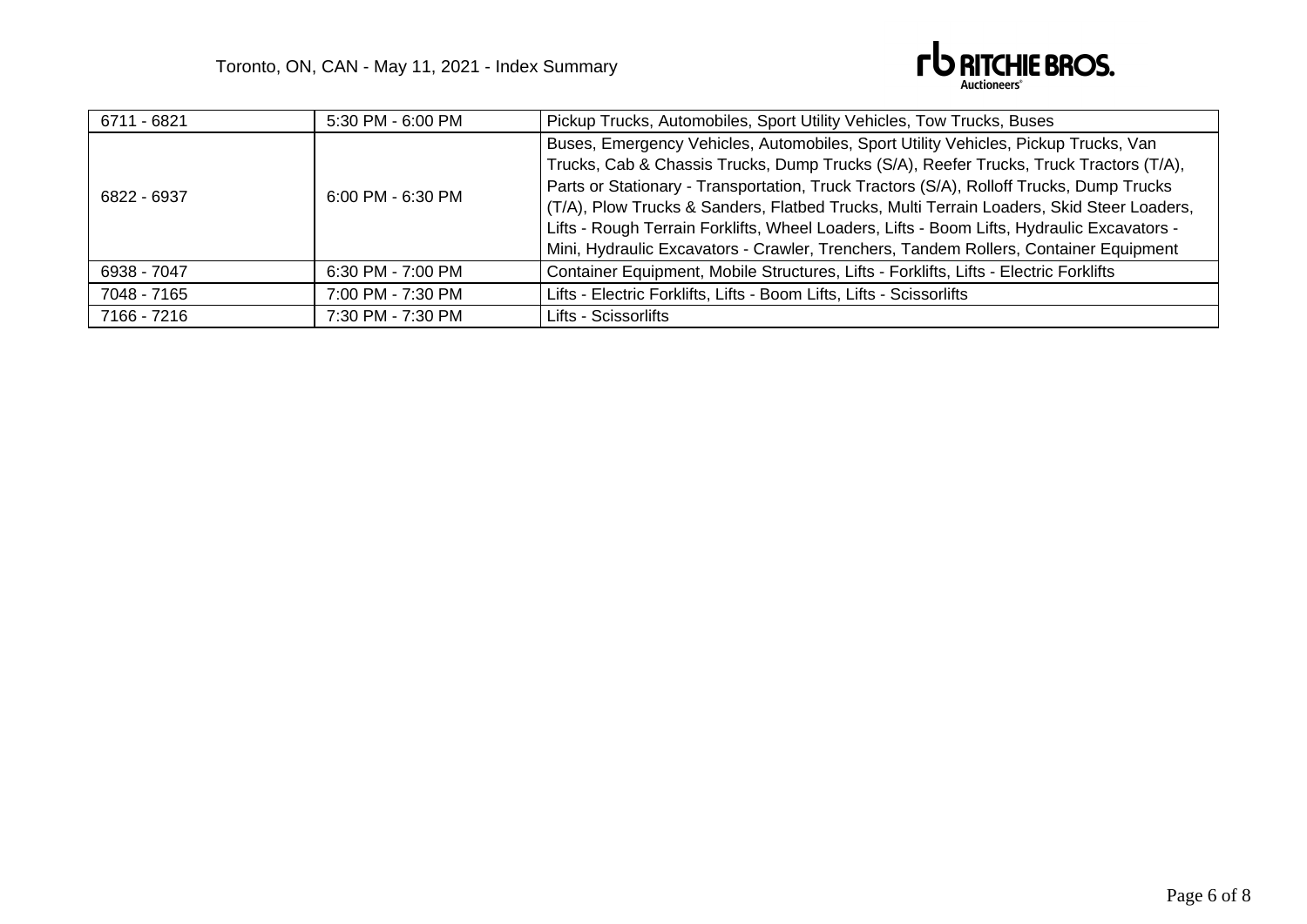| | | |
|---|---|---|
| 6711 - 6821 | 5:30 PM - 6:00 PM | Pickup Trucks, Automobiles, Sport Utility Vehicles, Tow Trucks, Buses |
| 6822 - 6937 | 6:00 PM - 6:30 PM | Buses, Emergency Vehicles, Automobiles, Sport Utility Vehicles, Pickup Trucks, Van Trucks, Cab & Chassis Trucks, Dump Trucks (S/A), Reefer Trucks, Truck Tractors (T/A), Parts or Stationary - Transportation, Truck Tractors (S/A), Rolloff Trucks, Dump Trucks (T/A), Plow Trucks & Sanders, Flatbed Trucks, Multi Terrain Loaders, Skid Steer Loaders, Lifts - Rough Terrain Forklifts, Wheel Loaders, Lifts - Boom Lifts, Hydraulic Excavators - Mini, Hydraulic Excavators - Crawler, Trenchers, Tandem Rollers, Container Equipment |
| 6938 - 7047 | 6:30 PM - 7:00 PM | Container Equipment, Mobile Structures, Lifts - Forklifts, Lifts - Electric Forklifts |
| 7048 - 7165 | 7:00 PM - 7:30 PM | Lifts - Electric Forklifts, Lifts - Boom Lifts, Lifts - Scissorlifts |
| 7166 - 7216 | 7:30 PM - 7:30 PM | Lifts - Scissorlifts |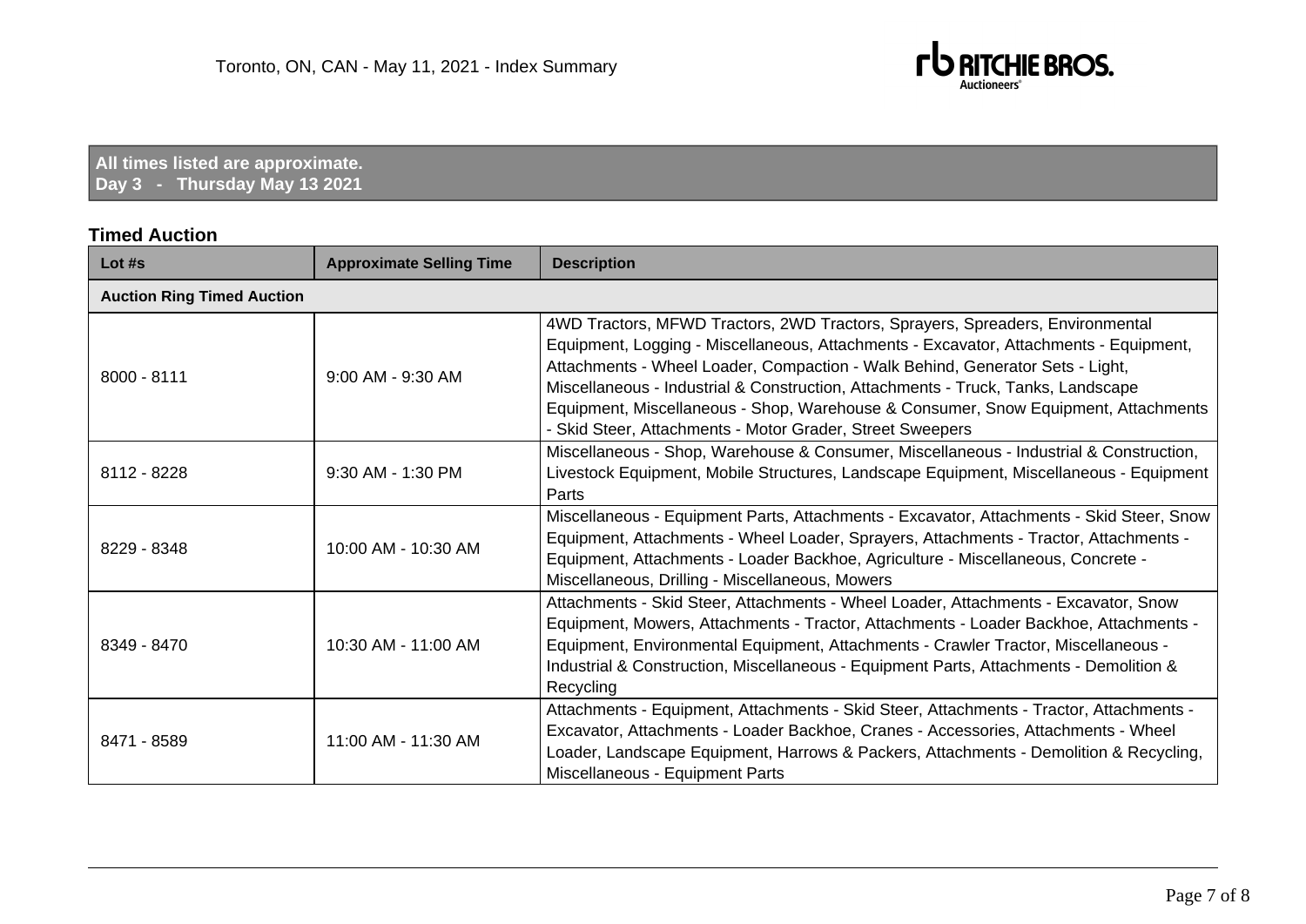Toronto, ON, CAN - May 11, 2021 - Index Summary

**All times listed are approximate.**
**Day 3 - Thursday May 13 2021**

### Timed Auction

| Lot #s | Approximate Selling Time | Description |
|---|---|---|
| **Auction Ring Timed Auction** | | |
| 8000 - 8111 | 9:00 AM - 9:30 AM | 4WD Tractors, MFWD Tractors, 2WD Tractors, Sprayers, Spreaders, Environmental Equipment, Logging - Miscellaneous, Attachments - Excavator, Attachments - Equipment, Attachments - Wheel Loader, Compaction - Walk Behind, Generator Sets - Light, Miscellaneous - Industrial & Construction, Attachments - Truck, Tanks, Landscape Equipment, Miscellaneous - Shop, Warehouse & Consumer, Snow Equipment, Attachments - Skid Steer, Attachments - Motor Grader, Street Sweepers |
| 8112 - 8228 | 9:30 AM - 1:30 PM | Miscellaneous - Shop, Warehouse & Consumer, Miscellaneous - Industrial & Construction, Livestock Equipment, Mobile Structures, Landscape Equipment, Miscellaneous - Equipment Parts |
| 8229 - 8348 | 10:00 AM - 10:30 AM | Miscellaneous - Equipment Parts, Attachments - Excavator, Attachments - Skid Steer, Snow Equipment, Attachments - Wheel Loader, Sprayers, Attachments - Tractor, Attachments - Equipment, Attachments - Loader Backhoe, Agriculture - Miscellaneous, Concrete - Miscellaneous, Drilling - Miscellaneous, Mowers |
| 8349 - 8470 | 10:30 AM - 11:00 AM | Attachments - Skid Steer, Attachments - Wheel Loader, Attachments - Excavator, Snow Equipment, Mowers, Attachments - Tractor, Attachments - Loader Backhoe, Attachments - Equipment, Environmental Equipment, Attachments - Crawler Tractor, Miscellaneous - Industrial & Construction, Miscellaneous - Equipment Parts, Attachments - Demolition & Recycling |
| 8471 - 8589 | 11:00 AM - 11:30 AM | Attachments - Equipment, Attachments - Skid Steer, Attachments - Tractor, Attachments - Excavator, Attachments - Loader Backhoe, Cranes - Accessories, Attachments - Wheel Loader, Landscape Equipment, Harrows & Packers, Attachments - Demolition & Recycling, Miscellaneous - Equipment Parts |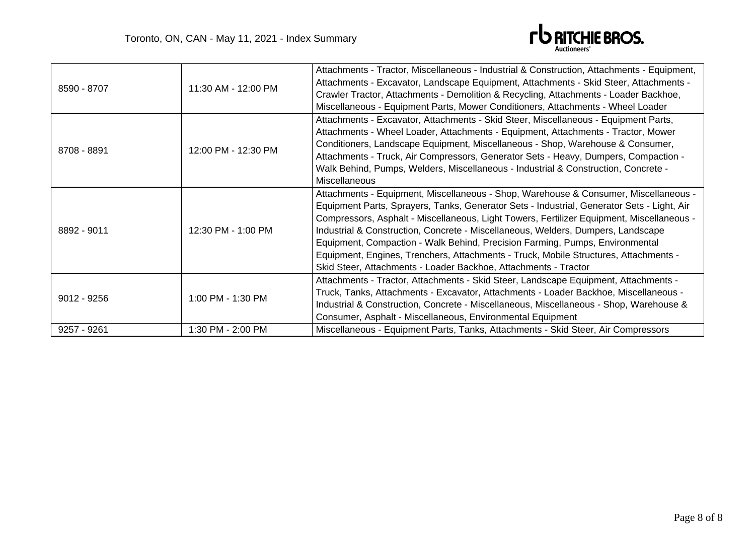Toronto, ON, CAN - May 11, 2021 - Index Summary

| | | |
|---|---|---|
| 8590 - 8707 | 11:30 AM - 12:00 PM | Attachments - Tractor, Miscellaneous - Industrial & Construction, Attachments - Equipment, Attachments - Excavator, Landscape Equipment, Attachments - Skid Steer, Attachments - Crawler Tractor, Attachments - Demolition & Recycling, Attachments - Loader Backhoe, Miscellaneous - Equipment Parts, Mower Conditioners, Attachments - Wheel Loader |
| 8708 - 8891 | 12:00 PM - 12:30 PM | Attachments - Excavator, Attachments - Skid Steer, Miscellaneous - Equipment Parts, Attachments - Wheel Loader, Attachments - Equipment, Attachments - Tractor, Mower Conditioners, Landscape Equipment, Miscellaneous - Shop, Warehouse & Consumer, Attachments - Truck, Air Compressors, Generator Sets - Heavy, Dumpers, Compaction - Walk Behind, Pumps, Welders, Miscellaneous - Industrial & Construction, Concrete - Miscellaneous |
| 8892 - 9011 | 12:30 PM - 1:00 PM | Attachments - Equipment, Miscellaneous - Shop, Warehouse & Consumer, Miscellaneous - Equipment Parts, Sprayers, Tanks, Generator Sets - Industrial, Generator Sets - Light, Air Compressors, Asphalt - Miscellaneous, Light Towers, Fertilizer Equipment, Miscellaneous - Industrial & Construction, Concrete - Miscellaneous, Welders, Dumpers, Landscape Equipment, Compaction - Walk Behind, Precision Farming, Pumps, Environmental Equipment, Engines, Trenchers, Attachments - Truck, Mobile Structures, Attachments - Skid Steer, Attachments - Loader Backhoe, Attachments - Tractor |
| 9012 - 9256 | 1:00 PM - 1:30 PM | Attachments - Tractor, Attachments - Skid Steer, Landscape Equipment, Attachments - Truck, Tanks, Attachments - Excavator, Attachments - Loader Backhoe, Miscellaneous - Industrial & Construction, Concrete - Miscellaneous, Miscellaneous - Shop, Warehouse & Consumer, Asphalt - Miscellaneous, Environmental Equipment |
| 9257 - 9261 | 1:30 PM - 2:00 PM | Miscellaneous - Equipment Parts, Tanks, Attachments - Skid Steer, Air Compressors |